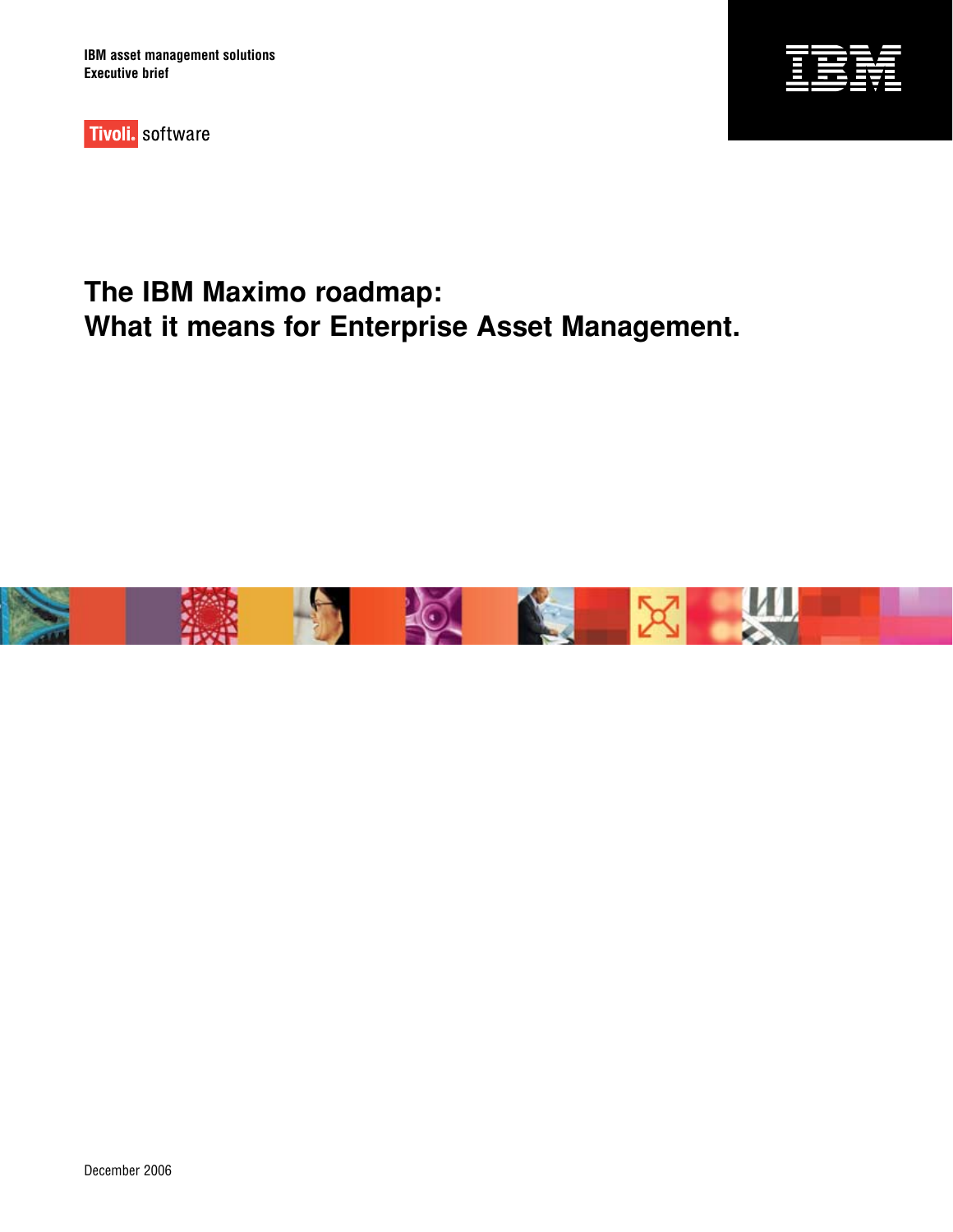IBM asset management solutions
Executive brief

Tivoli. software

# The IBM Maximo roadmap: What it means for Enterprise Asset Management.

December 2006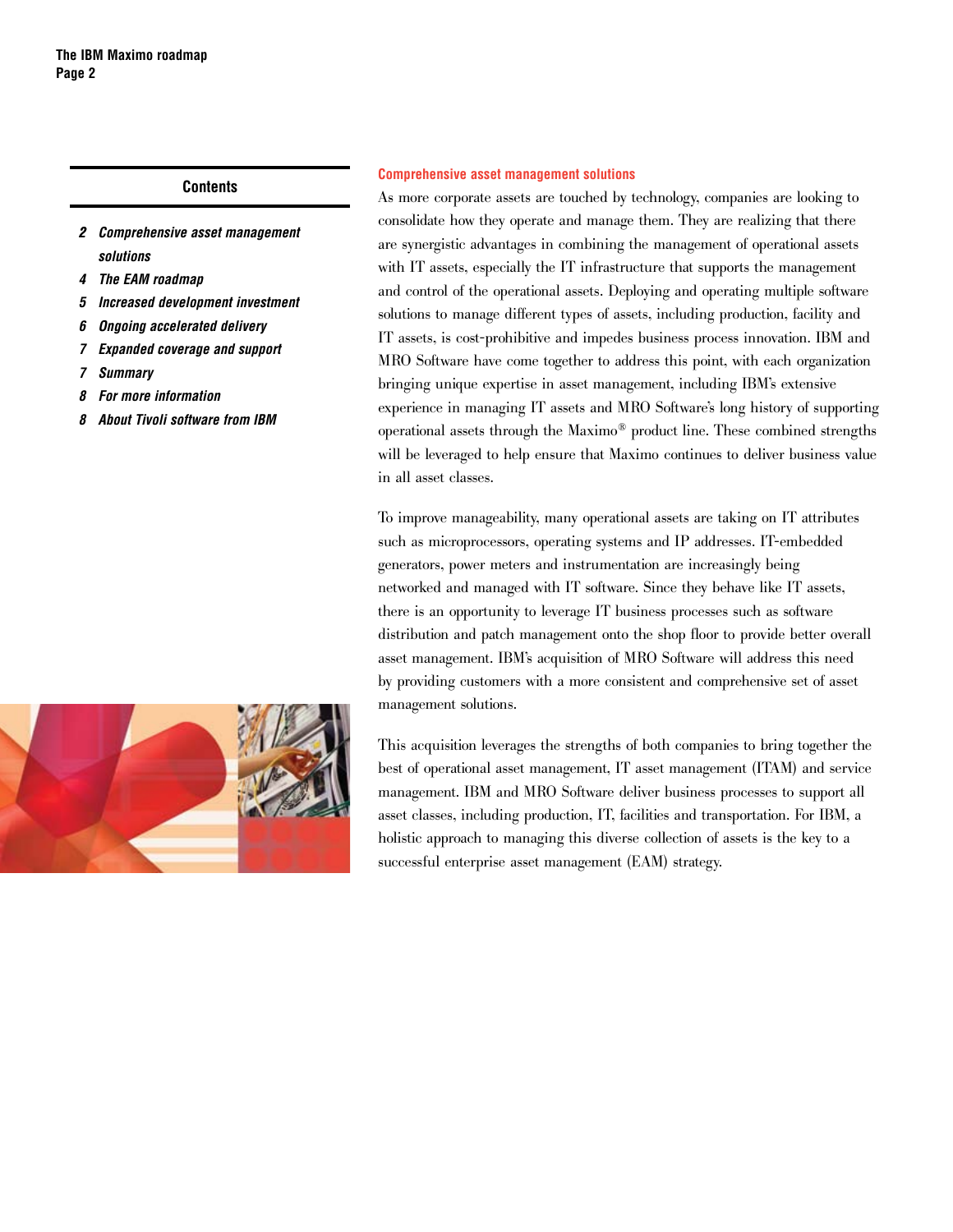## Contents

- 2 *Comprehensive asset management solutions*
- 4 *The EAM roadmap*
- 5 *Increased development investment*
- 6 *Ongoing accelerated delivery*
- 7 *Expanded coverage and support*
- 7 *Summary*
- 8 *For more information*
- 8 *About Tivoli software from IBM*

## Comprehensive asset management solutions

As more corporate assets are touched by technology, companies are looking to consolidate how they operate and manage them. They are realizing that there are synergistic advantages in combining the management of operational assets with IT assets, especially the IT infrastructure that supports the management and control of the operational assets. Deploying and operating multiple software solutions to manage different types of assets, including production, facility and IT assets, is cost-prohibitive and impedes business process innovation. IBM and MRO Software have come together to address this point, with each organization bringing unique expertise in asset management, including IBM's extensive experience in managing IT assets and MRO Software's long history of supporting operational assets through the Maximo® product line. These combined strengths will be leveraged to help ensure that Maximo continues to deliver business value in all asset classes.

To improve manageability, many operational assets are taking on IT attributes such as microprocessors, operating systems and IP addresses. IT-embedded generators, power meters and instrumentation are increasingly being networked and managed with IT software. Since they behave like IT assets, there is an opportunity to leverage IT business processes such as software distribution and patch management onto the shop floor to provide better overall asset management. IBM's acquisition of MRO Software will address this need by providing customers with a more consistent and comprehensive set of asset management solutions.

This acquisition leverages the strengths of both companies to bring together the best of operational asset management, IT asset management (ITAM) and service management. IBM and MRO Software deliver business processes to support all asset classes, including production, IT, facilities and transportation. For IBM, a holistic approach to managing this diverse collection of assets is the key to a successful enterprise asset management (EAM) strategy.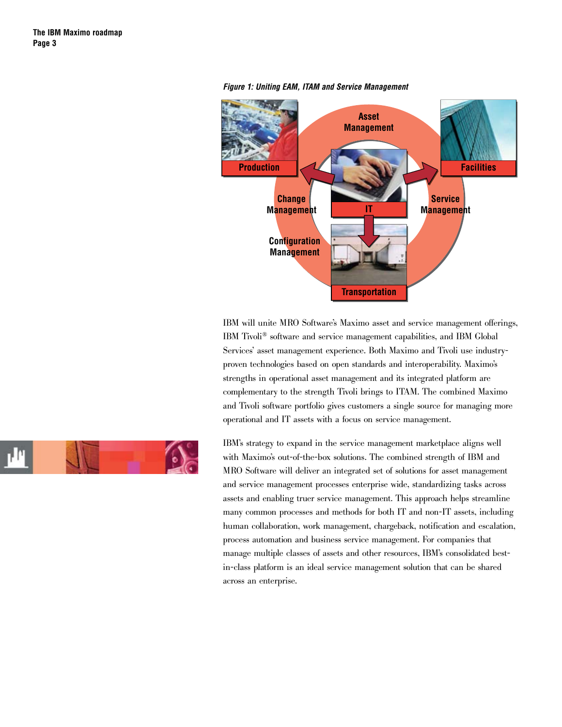*Figure 1: Uniting EAM, ITAM and Service Management*

IBM will unite MRO Software's Maximo asset and service management offerings, IBM Tivoli® software and service management capabilities, and IBM Global Services' asset management experience. Both Maximo and Tivoli use industry-proven technologies based on open standards and interoperability. Maximo's strengths in operational asset management and its integrated platform are complementary to the strength Tivoli brings to ITAM. The combined Maximo and Tivoli software portfolio gives customers a single source for managing more operational and IT assets with a focus on service management.

IBM's strategy to expand in the service management marketplace aligns well with Maximo's out-of-the-box solutions. The combined strength of IBM and MRO Software will deliver an integrated set of solutions for asset management and service management processes enterprise wide, standardizing tasks across assets and enabling truer service management. This approach helps streamline many common processes and methods for both IT and non-IT assets, including human collaboration, work management, chargeback, notification and escalation, process automation and business service management. For companies that manage multiple classes of assets and other resources, IBM's consolidated best-in-class platform is an ideal service management solution that can be shared across an enterprise.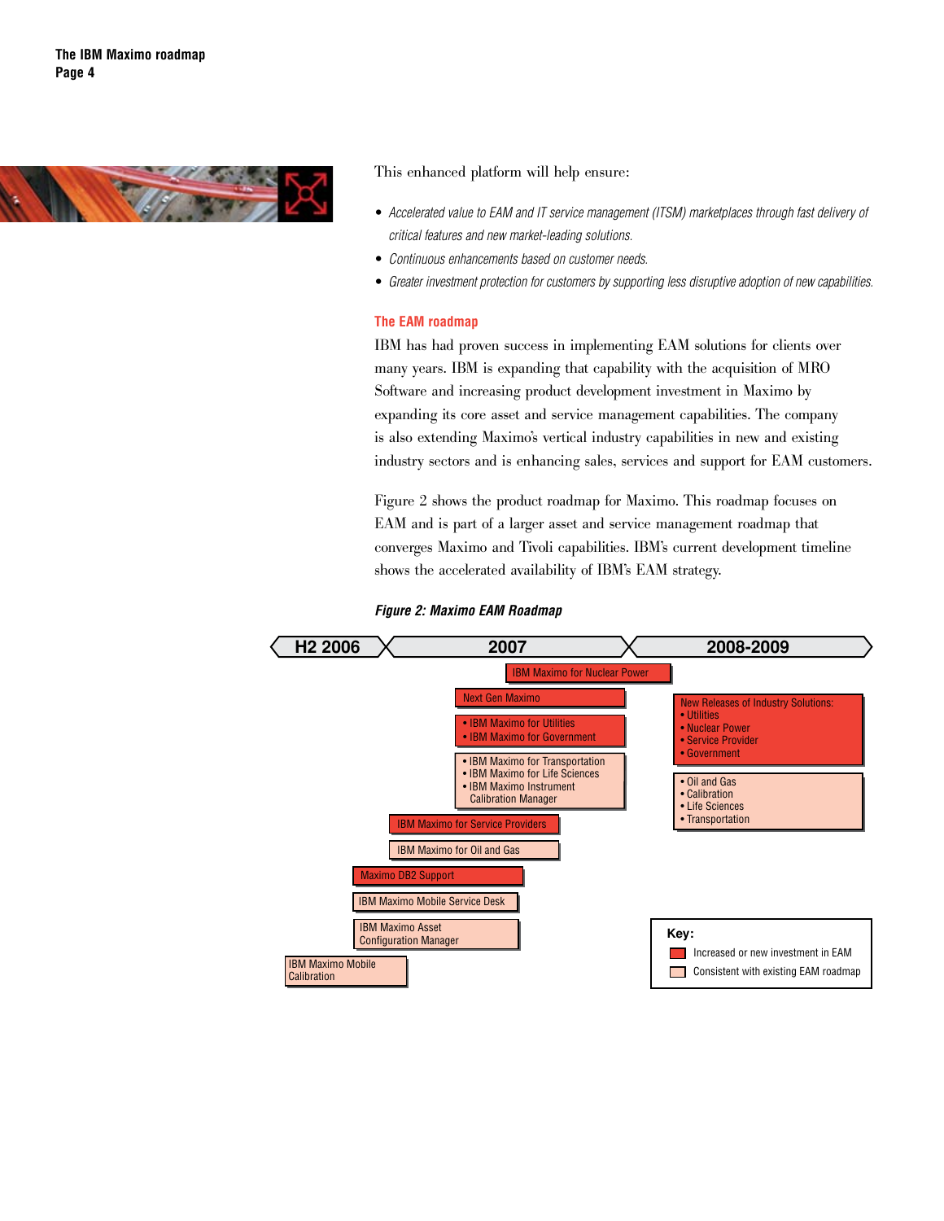This enhanced platform will help ensure:

- *Accelerated value to EAM and IT service management (ITSM) marketplaces through fast delivery of critical features and new market-leading solutions.*
- *Continuous enhancements based on customer needs.*
- *Greater investment protection for customers by supporting less disruptive adoption of new capabilities.*

## The EAM roadmap

IBM has had proven success in implementing EAM solutions for clients over many years. IBM is expanding that capability with the acquisition of MRO Software and increasing product development investment in Maximo by expanding its core asset and service management capabilities. The company is also extending Maximo's vertical industry capabilities in new and existing industry sectors and is enhancing sales, services and support for EAM customers.

Figure 2 shows the product roadmap for Maximo. This roadmap focuses on EAM and is part of a larger asset and service management roadmap that converges Maximo and Tivoli capabilities. IBM's current development timeline shows the accelerated availability of IBM's EAM strategy.

***Figure 2: Maximo EAM Roadmap***

H2 2006 | 2007 | 2008-2009

- IBM Maximo for Nuclear Power
- Next Gen Maximo
- • IBM Maximo for Utilities • IBM Maximo for Government
- • IBM Maximo for Transportation • IBM Maximo for Life Sciences • IBM Maximo Instrument Calibration Manager
- IBM Maximo for Service Providers
- IBM Maximo for Oil and Gas
- Maximo DB2 Support
- IBM Maximo Mobile Service Desk
- IBM Maximo Asset Configuration Manager
- IBM Maximo Mobile Calibration

New Releases of Industry Solutions:
- Utilities
- Nuclear Power
- Service Provider
- Government

- Oil and Gas
- Calibration
- Life Sciences
- Transportation

Key:
- Increased or new investment in EAM
- Consistent with existing EAM roadmap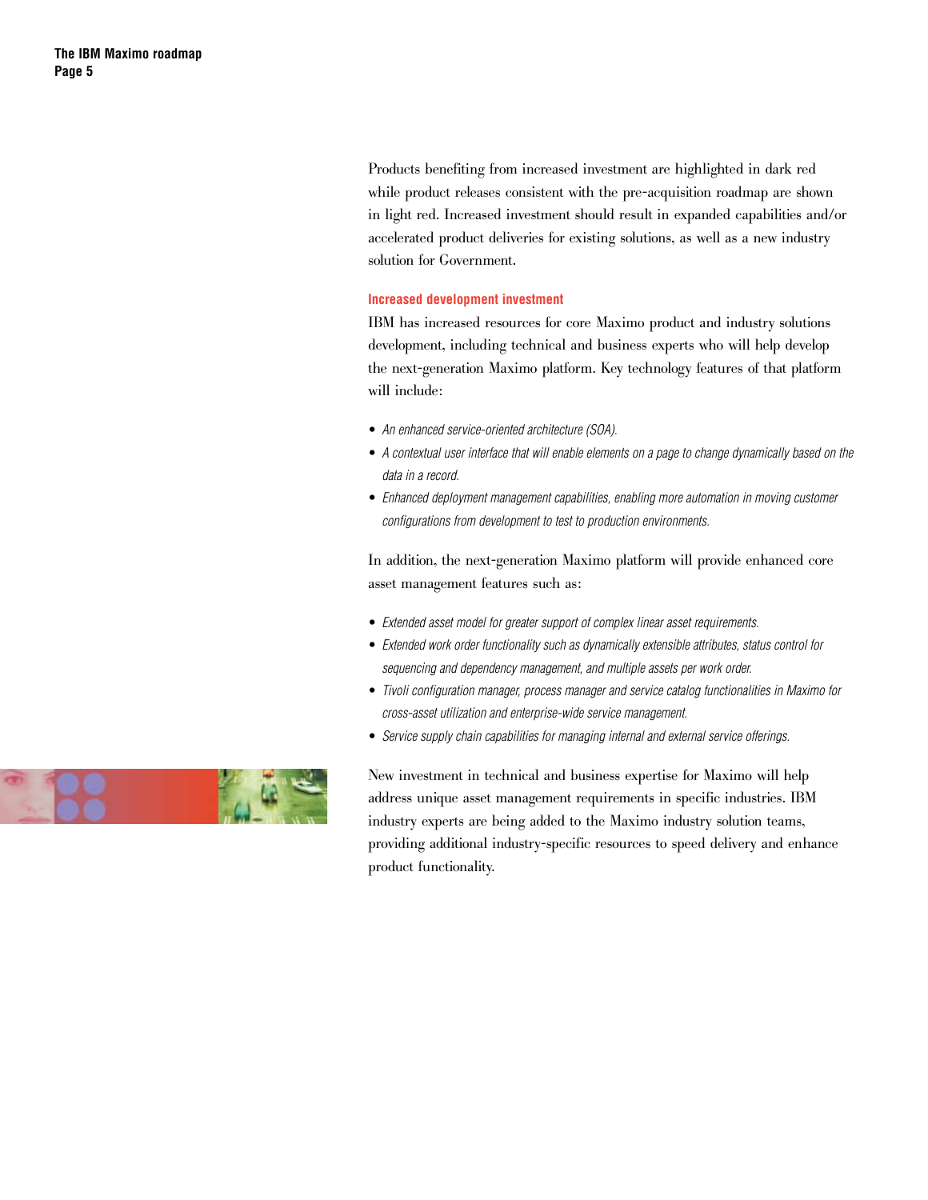Products benefiting from increased investment are highlighted in dark red while product releases consistent with the pre-acquisition roadmap are shown in light red. Increased investment should result in expanded capabilities and/or accelerated product deliveries for existing solutions, as well as a new industry solution for Government.

### Increased development investment

IBM has increased resources for core Maximo product and industry solutions development, including technical and business experts who will help develop the next-generation Maximo platform. Key technology features of that platform will include:

- *An enhanced service-oriented architecture (SOA).*
- *A contextual user interface that will enable elements on a page to change dynamically based on the data in a record.*
- *Enhanced deployment management capabilities, enabling more automation in moving customer configurations from development to test to production environments.*

In addition, the next-generation Maximo platform will provide enhanced core asset management features such as:

- *Extended asset model for greater support of complex linear asset requirements.*
- *Extended work order functionality such as dynamically extensible attributes, status control for sequencing and dependency management, and multiple assets per work order.*
- *Tivoli configuration manager, process manager and service catalog functionalities in Maximo for cross-asset utilization and enterprise-wide service management.*
- *Service supply chain capabilities for managing internal and external service offerings.*

New investment in technical and business expertise for Maximo will help address unique asset management requirements in specific industries. IBM industry experts are being added to the Maximo industry solution teams, providing additional industry-specific resources to speed delivery and enhance product functionality.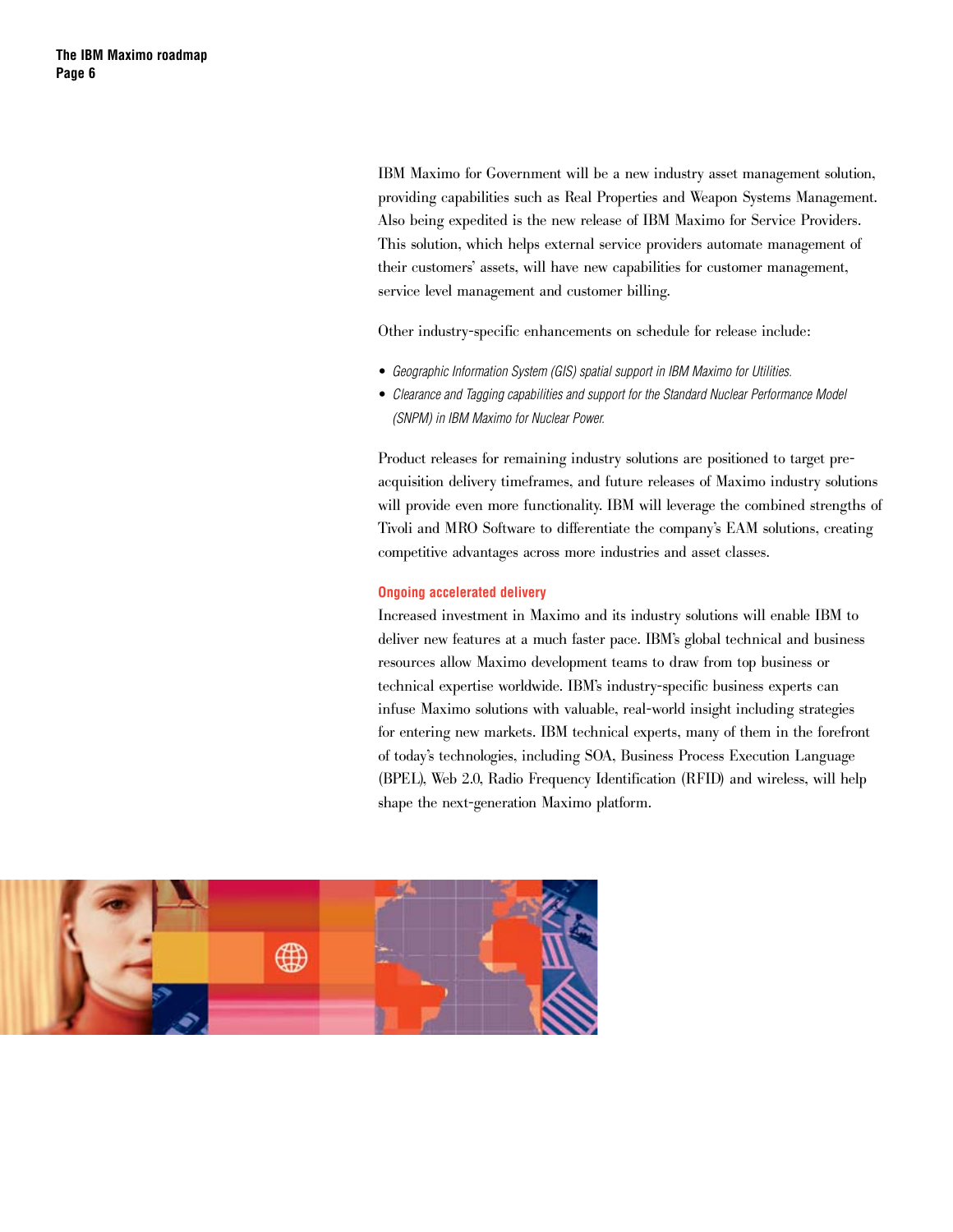IBM Maximo for Government will be a new industry asset management solution, providing capabilities such as Real Properties and Weapon Systems Management. Also being expedited is the new release of IBM Maximo for Service Providers. This solution, which helps external service providers automate management of their customers' assets, will have new capabilities for customer management, service level management and customer billing.

Other industry-specific enhancements on schedule for release include:

- *Geographic Information System (GIS) spatial support in IBM Maximo for Utilities.*
- *Clearance and Tagging capabilities and support for the Standard Nuclear Performance Model (SNPM) in IBM Maximo for Nuclear Power.*

Product releases for remaining industry solutions are positioned to target pre-acquisition delivery timeframes, and future releases of Maximo industry solutions will provide even more functionality. IBM will leverage the combined strengths of Tivoli and MRO Software to differentiate the company's EAM solutions, creating competitive advantages across more industries and asset classes.

### Ongoing accelerated delivery

Increased investment in Maximo and its industry solutions will enable IBM to deliver new features at a much faster pace. IBM's global technical and business resources allow Maximo development teams to draw from top business or technical expertise worldwide. IBM's industry-specific business experts can infuse Maximo solutions with valuable, real-world insight including strategies for entering new markets. IBM technical experts, many of them in the forefront of today's technologies, including SOA, Business Process Execution Language (BPEL), Web 2.0, Radio Frequency Identification (RFID) and wireless, will help shape the next-generation Maximo platform.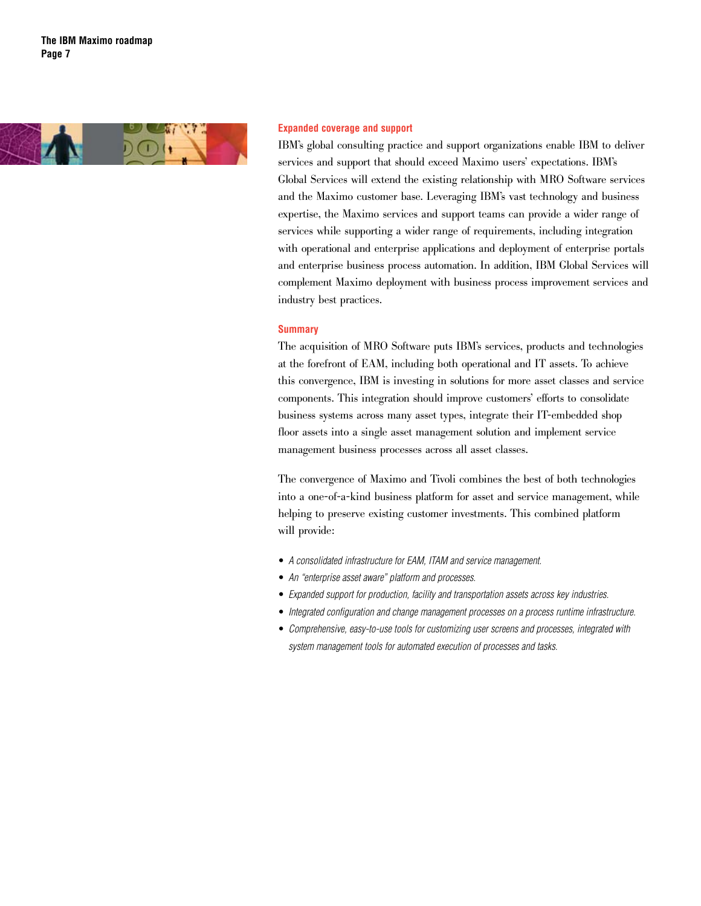## Expanded coverage and support

IBM's global consulting practice and support organizations enable IBM to deliver services and support that should exceed Maximo users' expectations. IBM's Global Services will extend the existing relationship with MRO Software services and the Maximo customer base. Leveraging IBM's vast technology and business expertise, the Maximo services and support teams can provide a wider range of services while supporting a wider range of requirements, including integration with operational and enterprise applications and deployment of enterprise portals and enterprise business process automation. In addition, IBM Global Services will complement Maximo deployment with business process improvement services and industry best practices.

## Summary

The acquisition of MRO Software puts IBM's services, products and technologies at the forefront of EAM, including both operational and IT assets. To achieve this convergence, IBM is investing in solutions for more asset classes and service components. This integration should improve customers' efforts to consolidate business systems across many asset types, integrate their IT-embedded shop floor assets into a single asset management solution and implement service management business processes across all asset classes.

The convergence of Maximo and Tivoli combines the best of both technologies into a one-of-a-kind business platform for asset and service management, while helping to preserve existing customer investments. This combined platform will provide:

- *A consolidated infrastructure for EAM, ITAM and service management.*
- *An "enterprise asset aware" platform and processes.*
- *Expanded support for production, facility and transportation assets across key industries.*
- *Integrated configuration and change management processes on a process runtime infrastructure.*
- *Comprehensive, easy-to-use tools for customizing user screens and processes, integrated with system management tools for automated execution of processes and tasks.*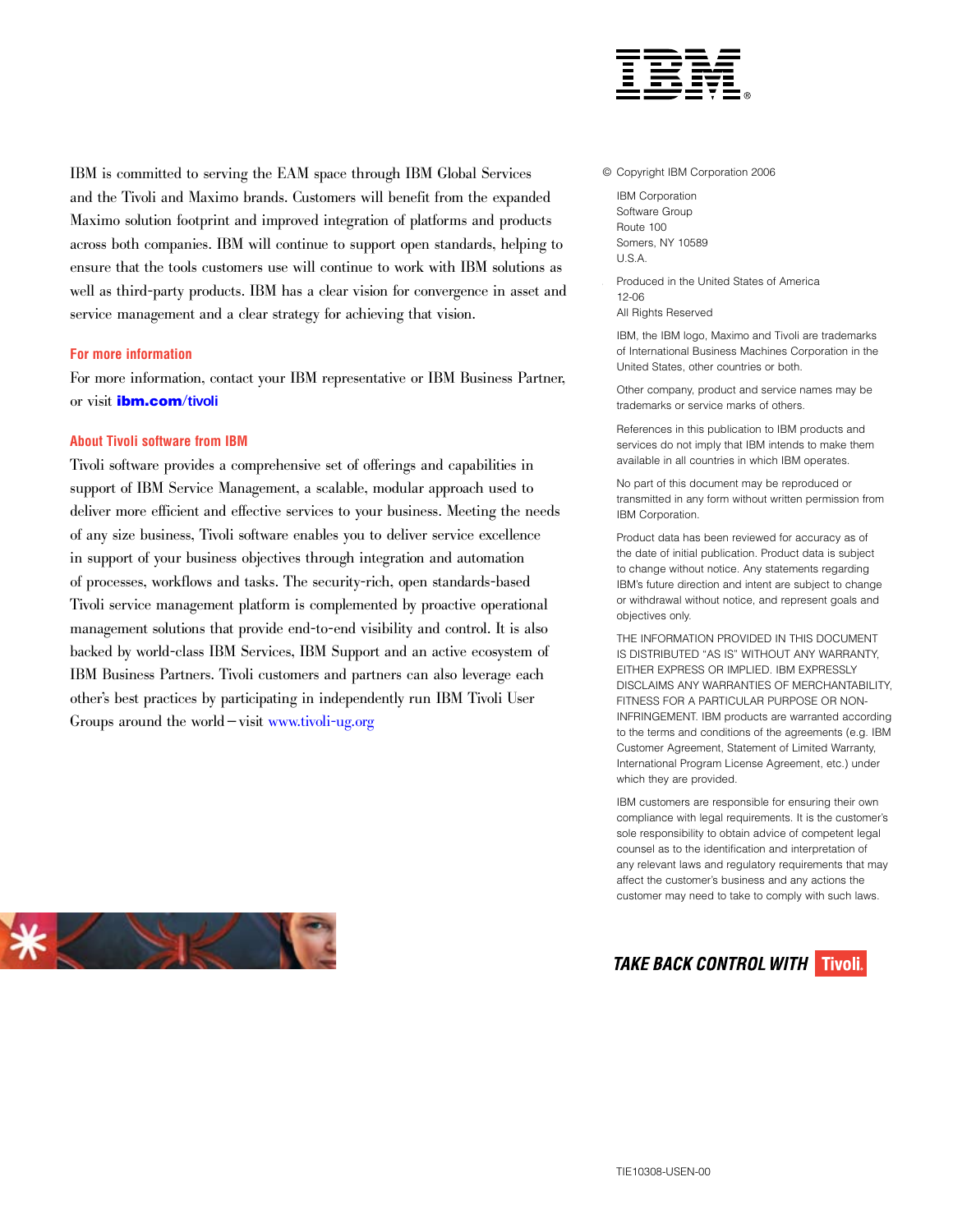IBM is committed to serving the EAM space through IBM Global Services and the Tivoli and Maximo brands. Customers will benefit from the expanded Maximo solution footprint and improved integration of platforms and products across both companies. IBM will continue to support open standards, helping to ensure that the tools customers use will continue to work with IBM solutions as well as third-party products. IBM has a clear vision for convergence in asset and service management and a clear strategy for achieving that vision.

## For more information

For more information, contact your IBM representative or IBM Business Partner, or visit **ibm.com**/tivoli

## About Tivoli software from IBM

Tivoli software provides a comprehensive set of offerings and capabilities in support of IBM Service Management, a scalable, modular approach used to deliver more efficient and effective services to your business. Meeting the needs of any size business, Tivoli software enables you to deliver service excellence in support of your business objectives through integration and automation of processes, workflows and tasks. The security-rich, open standards-based Tivoli service management platform is complemented by proactive operational management solutions that provide end-to-end visibility and control. It is also backed by world-class IBM Services, IBM Support and an active ecosystem of IBM Business Partners. Tivoli customers and partners can also leverage each other's best practices by participating in independently run IBM Tivoli User Groups around the world – visit www.tivoli-ug.org

© Copyright IBM Corporation 2006

IBM Corporation
Software Group
Route 100
Somers, NY 10589
U.S.A.

Produced in the United States of America
12-06
All Rights Reserved

IBM, the IBM logo, Maximo and Tivoli are trademarks of International Business Machines Corporation in the United States, other countries or both.

Other company, product and service names may be trademarks or service marks of others.

References in this publication to IBM products and services do not imply that IBM intends to make them available in all countries in which IBM operates.

No part of this document may be reproduced or transmitted in any form without written permission from IBM Corporation.

Product data has been reviewed for accuracy as of the date of initial publication. Product data is subject to change without notice. Any statements regarding IBM's future direction and intent are subject to change or withdrawal without notice, and represent goals and objectives only.

THE INFORMATION PROVIDED IN THIS DOCUMENT IS DISTRIBUTED "AS IS" WITHOUT ANY WARRANTY, EITHER EXPRESS OR IMPLIED. IBM EXPRESSLY DISCLAIMS ANY WARRANTIES OF MERCHANTABILITY, FITNESS FOR A PARTICULAR PURPOSE OR NON-INFRINGEMENT. IBM products are warranted according to the terms and conditions of the agreements (e.g. IBM Customer Agreement, Statement of Limited Warranty, International Program License Agreement, etc.) under which they are provided.

IBM customers are responsible for ensuring their own compliance with legal requirements. It is the customer's sole responsibility to obtain advice of competent legal counsel as to the identification and interpretation of any relevant laws and regulatory requirements that may affect the customer's business and any actions the customer may need to take to comply with such laws.

*TAKE BACK CONTROL WITH* **Tivoli.**

TIE10308-USEN-00